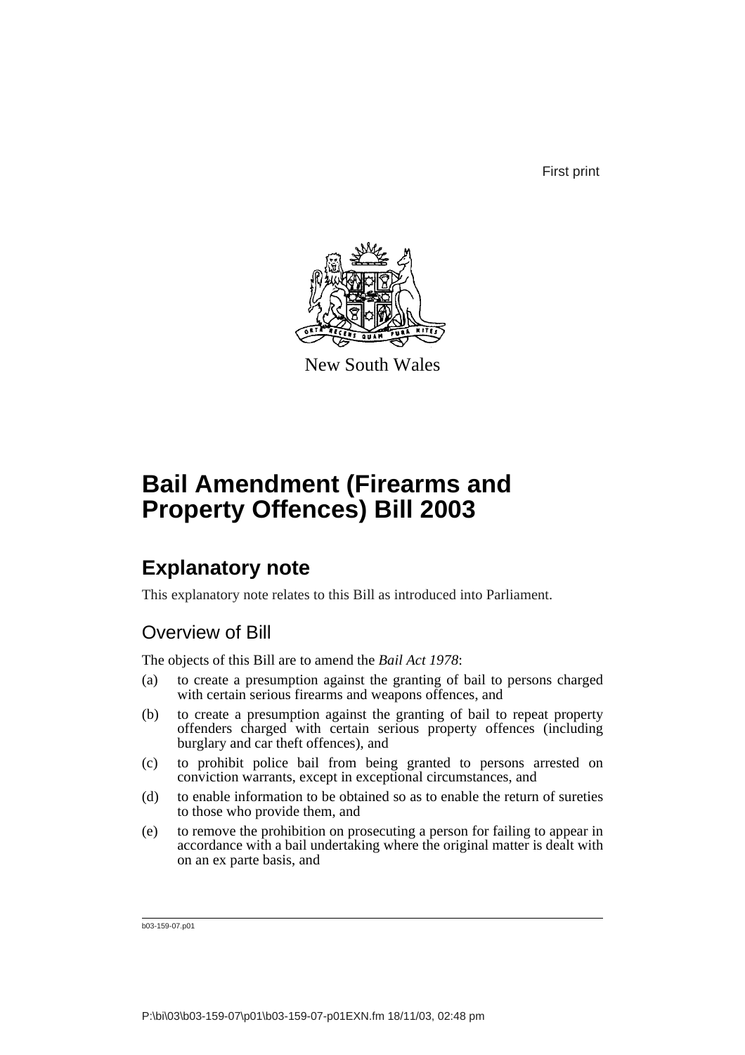First print

New South Wales

# Bail Amendment (Firearms and Property Offences) Bill 2003

## Explanatory note

This explanatory note relates to this Bill as introduced into Parliament.

### Overview of Bill

The objects of this Bill are to amend the *Bail Act 1978*:

(a) to create a presumption against the granting of bail to persons charged with certain serious firearms and weapons offences, and

(b) to create a presumption against the granting of bail to repeat property offenders charged with certain serious property offences (including burglary and car theft offences), and

(c) to prohibit police bail from being granted to persons arrested on conviction warrants, except in exceptional circumstances, and

(d) to enable information to be obtained so as to enable the return of sureties to those who provide them, and

(e) to remove the prohibition on prosecuting a person for failing to appear in accordance with a bail undertaking where the original matter is dealt with on an ex parte basis, and

b03-159-07.p01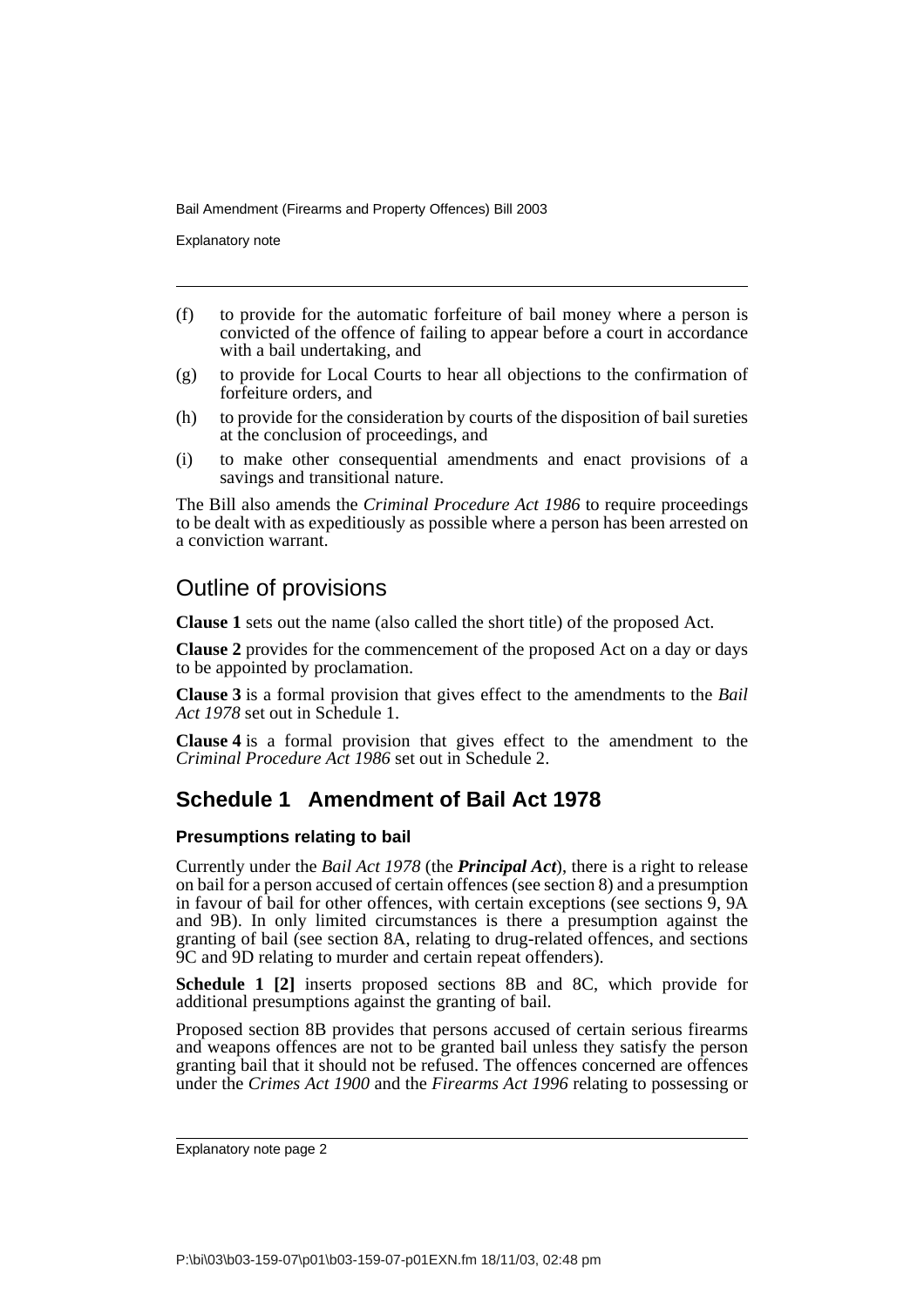(f) to provide for the automatic forfeiture of bail money where a person is convicted of the offence of failing to appear before a court in accordance with a bail undertaking, and

(g) to provide for Local Courts to hear all objections to the confirmation of forfeiture orders, and

(h) to provide for the consideration by courts of the disposition of bail sureties at the conclusion of proceedings, and

(i) to make other consequential amendments and enact provisions of a savings and transitional nature.

The Bill also amends the *Criminal Procedure Act 1986* to require proceedings to be dealt with as expeditiously as possible where a person has been arrested on a conviction warrant.

## Outline of provisions

**Clause 1** sets out the name (also called the short title) of the proposed Act.

**Clause 2** provides for the commencement of the proposed Act on a day or days to be appointed by proclamation.

**Clause 3** is a formal provision that gives effect to the amendments to the *Bail Act 1978* set out in Schedule 1.

**Clause 4** is a formal provision that gives effect to the amendment to the *Criminal Procedure Act 1986* set out in Schedule 2.

## Schedule 1 Amendment of Bail Act 1978

### Presumptions relating to bail

Currently under the *Bail Act 1978* (the ***Principal Act***), there is a right to release on bail for a person accused of certain offences (see section 8) and a presumption in favour of bail for other offences, with certain exceptions (see sections 9, 9A and 9B). In only limited circumstances is there a presumption against the granting of bail (see section 8A, relating to drug-related offences, and sections 9C and 9D relating to murder and certain repeat offenders).

**Schedule 1 [2]** inserts proposed sections 8B and 8C, which provide for additional presumptions against the granting of bail.

Proposed section 8B provides that persons accused of certain serious firearms and weapons offences are not to be granted bail unless they satisfy the person granting bail that it should not be refused. The offences concerned are offences under the *Crimes Act 1900* and the *Firearms Act 1996* relating to possessing or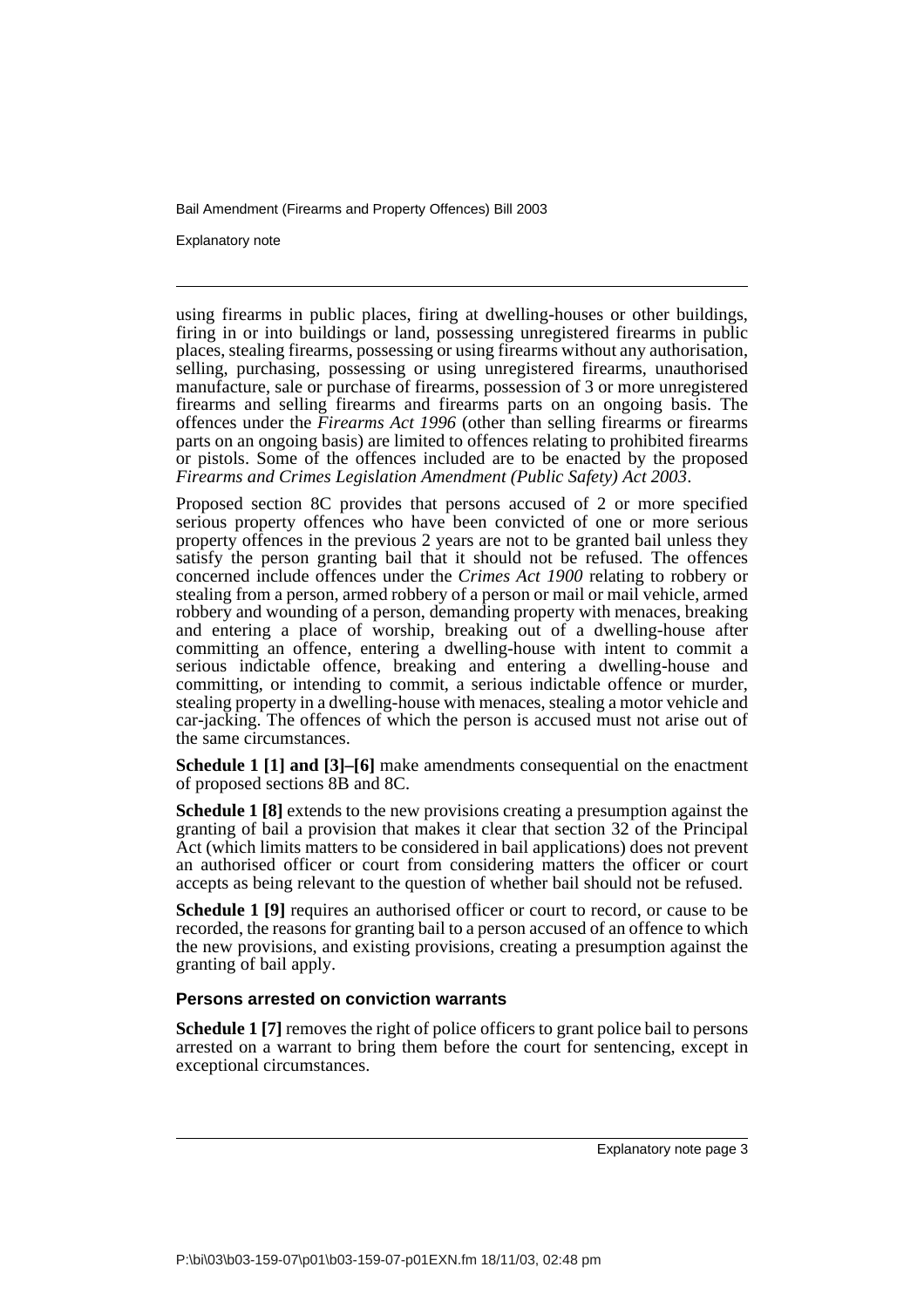using firearms in public places, firing at dwelling-houses or other buildings, firing in or into buildings or land, possessing unregistered firearms in public places, stealing firearms, possessing or using firearms without any authorisation, selling, purchasing, possessing or using unregistered firearms, unauthorised manufacture, sale or purchase of firearms, possession of 3 or more unregistered firearms and selling firearms and firearms parts on an ongoing basis. The offences under the *Firearms Act 1996* (other than selling firearms or firearms parts on an ongoing basis) are limited to offences relating to prohibited firearms or pistols. Some of the offences included are to be enacted by the proposed *Firearms and Crimes Legislation Amendment (Public Safety) Act 2003*.

Proposed section 8C provides that persons accused of 2 or more specified serious property offences who have been convicted of one or more serious property offences in the previous 2 years are not to be granted bail unless they satisfy the person granting bail that it should not be refused. The offences concerned include offences under the *Crimes Act 1900* relating to robbery or stealing from a person, armed robbery of a person or mail or mail vehicle, armed robbery and wounding of a person, demanding property with menaces, breaking and entering a place of worship, breaking out of a dwelling-house after committing an offence, entering a dwelling-house with intent to commit a serious indictable offence, breaking and entering a dwelling-house and committing, or intending to commit, a serious indictable offence or murder, stealing property in a dwelling-house with menaces, stealing a motor vehicle and car-jacking. The offences of which the person is accused must not arise out of the same circumstances.

**Schedule 1 [1] and [3]–[6]** make amendments consequential on the enactment of proposed sections 8B and 8C.

**Schedule 1 [8]** extends to the new provisions creating a presumption against the granting of bail a provision that makes it clear that section 32 of the Principal Act (which limits matters to be considered in bail applications) does not prevent an authorised officer or court from considering matters the officer or court accepts as being relevant to the question of whether bail should not be refused.

**Schedule 1 [9]** requires an authorised officer or court to record, or cause to be recorded, the reasons for granting bail to a person accused of an offence to which the new provisions, and existing provisions, creating a presumption against the granting of bail apply.

#### Persons arrested on conviction warrants

**Schedule 1 [7]** removes the right of police officers to grant police bail to persons arrested on a warrant to bring them before the court for sentencing, except in exceptional circumstances.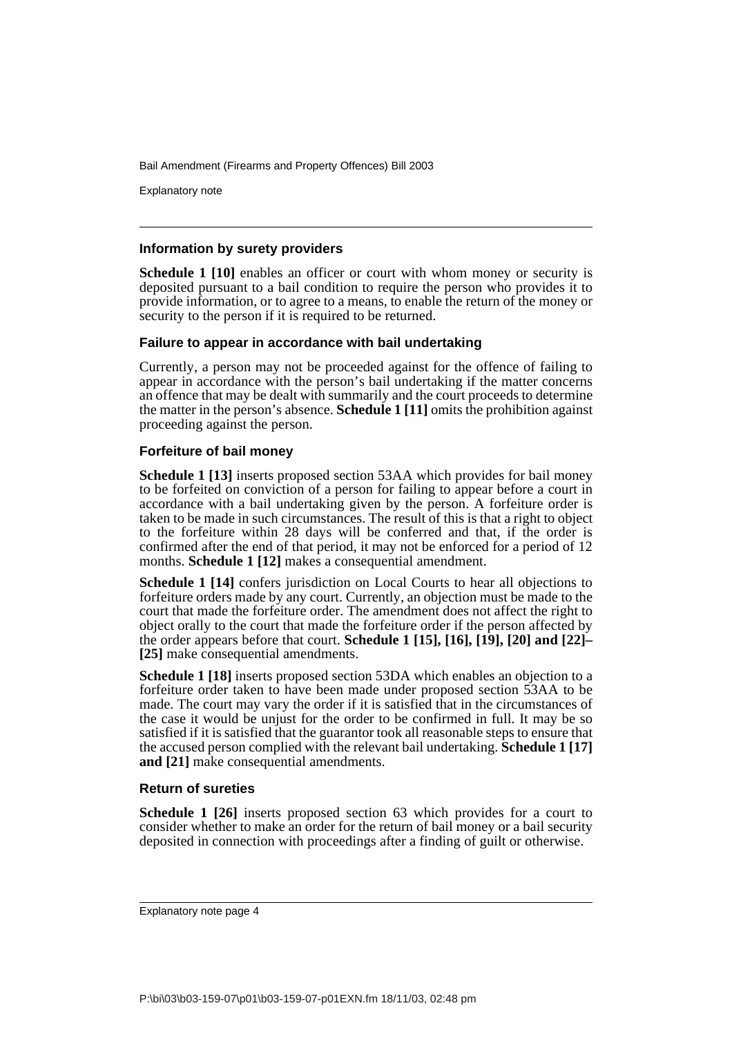### Information by surety providers

**Schedule 1 [10]** enables an officer or court with whom money or security is deposited pursuant to a bail condition to require the person who provides it to provide information, or to agree to a means, to enable the return of the money or security to the person if it is required to be returned.

### Failure to appear in accordance with bail undertaking

Currently, a person may not be proceeded against for the offence of failing to appear in accordance with the person's bail undertaking if the matter concerns an offence that may be dealt with summarily and the court proceeds to determine the matter in the person's absence. **Schedule 1 [11]** omits the prohibition against proceeding against the person.

### Forfeiture of bail money

**Schedule 1 [13]** inserts proposed section 53AA which provides for bail money to be forfeited on conviction of a person for failing to appear before a court in accordance with a bail undertaking given by the person. A forfeiture order is taken to be made in such circumstances. The result of this is that a right to object to the forfeiture within 28 days will be conferred and that, if the order is confirmed after the end of that period, it may not be enforced for a period of 12 months. **Schedule 1 [12]** makes a consequential amendment.

**Schedule 1 [14]** confers jurisdiction on Local Courts to hear all objections to forfeiture orders made by any court. Currently, an objection must be made to the court that made the forfeiture order. The amendment does not affect the right to object orally to the court that made the forfeiture order if the person affected by the order appears before that court. **Schedule 1 [15], [16], [19], [20] and [22]–[25]** make consequential amendments.

**Schedule 1 [18]** inserts proposed section 53DA which enables an objection to a forfeiture order taken to have been made under proposed section 53AA to be made. The court may vary the order if it is satisfied that in the circumstances of the case it would be unjust for the order to be confirmed in full. It may be so satisfied if it is satisfied that the guarantor took all reasonable steps to ensure that the accused person complied with the relevant bail undertaking. **Schedule 1 [17] and [21]** make consequential amendments.

### Return of sureties

**Schedule 1 [26]** inserts proposed section 63 which provides for a court to consider whether to make an order for the return of bail money or a bail security deposited in connection with proceedings after a finding of guilt or otherwise.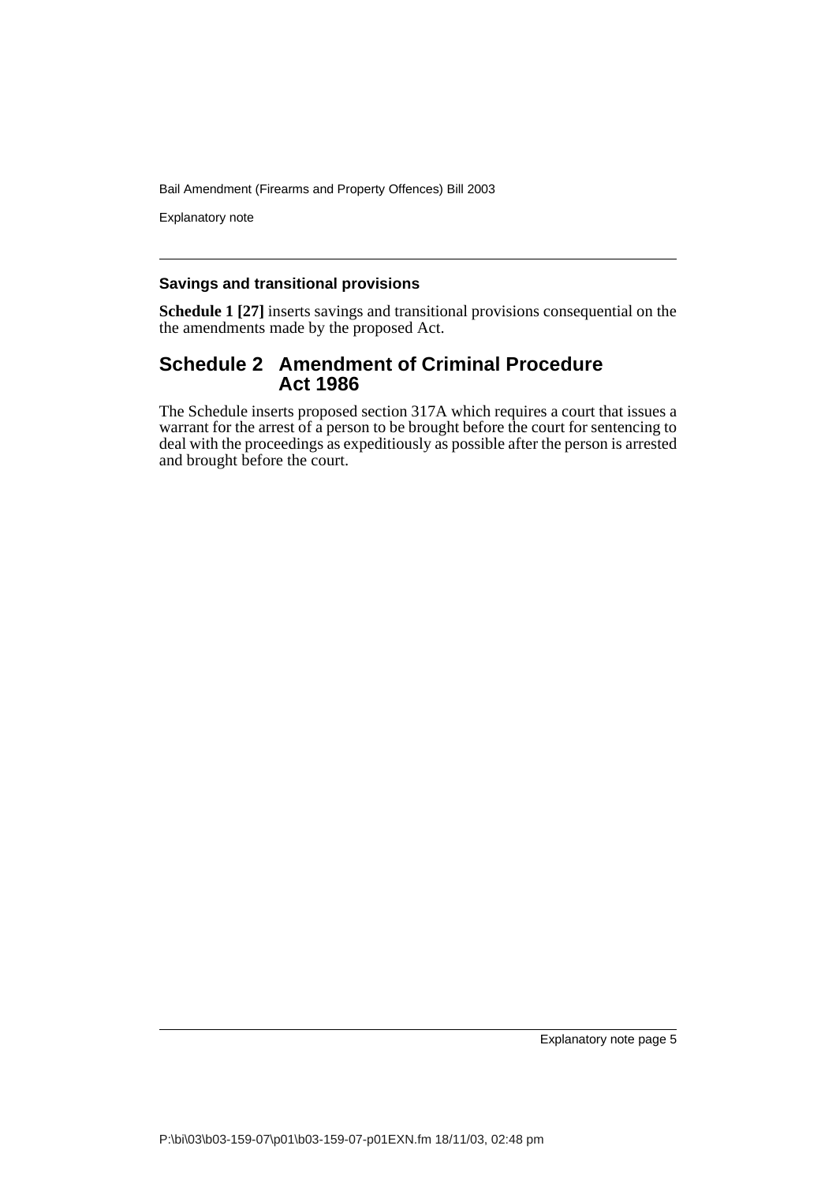### Savings and transitional provisions

**Schedule 1 [27]** inserts savings and transitional provisions consequential on the the amendments made by the proposed Act.

## Schedule 2 Amendment of Criminal Procedure Act 1986

The Schedule inserts proposed section 317A which requires a court that issues a warrant for the arrest of a person to be brought before the court for sentencing to deal with the proceedings as expeditiously as possible after the person is arrested and brought before the court.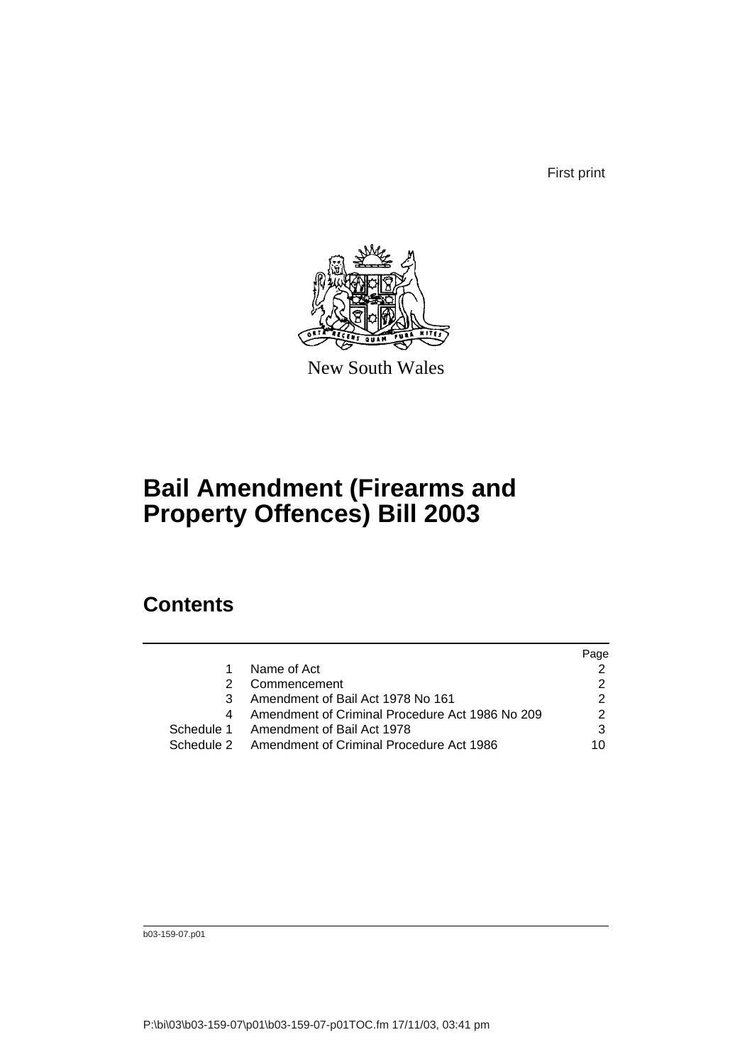First print

New South Wales

# Bail Amendment (Firearms and Property Offences) Bill 2003

## Contents

| | | Page |
|---|---|---|
| 1 | Name of Act | 2 |
| 2 | Commencement | 2 |
| 3 | Amendment of Bail Act 1978 No 161 | 2 |
| 4 | Amendment of Criminal Procedure Act 1986 No 209 | 2 |
| Schedule 1 | Amendment of Bail Act 1978 | 3 |
| Schedule 2 | Amendment of Criminal Procedure Act 1986 | 10 |

b03-159-07.p01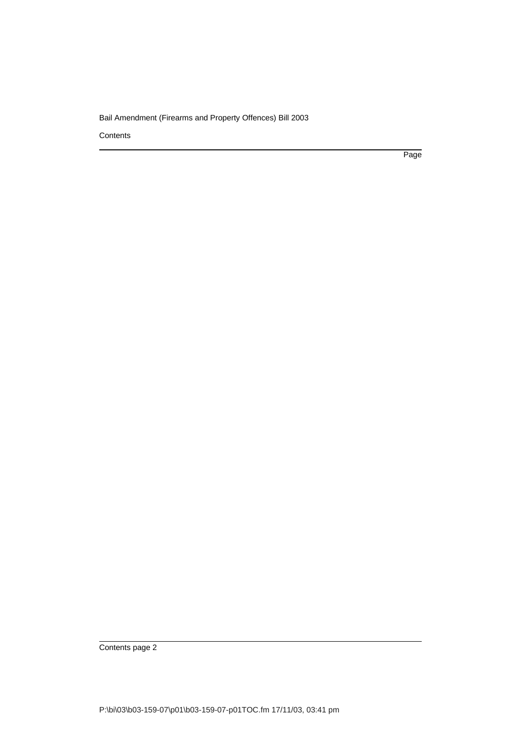Contents

Page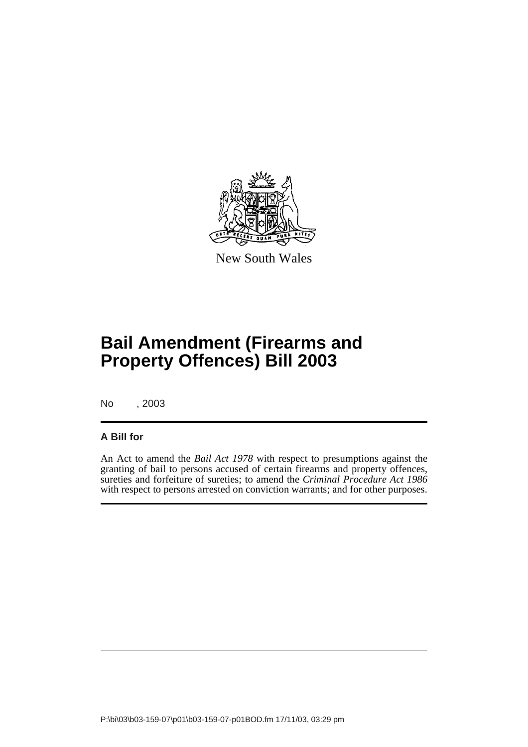New South Wales

# Bail Amendment (Firearms and Property Offences) Bill 2003

No , 2003

## A Bill for

An Act to amend the *Bail Act 1978* with respect to presumptions against the granting of bail to persons accused of certain firearms and property offences, sureties and forfeiture of sureties; to amend the *Criminal Procedure Act 1986* with respect to persons arrested on conviction warrants; and for other purposes.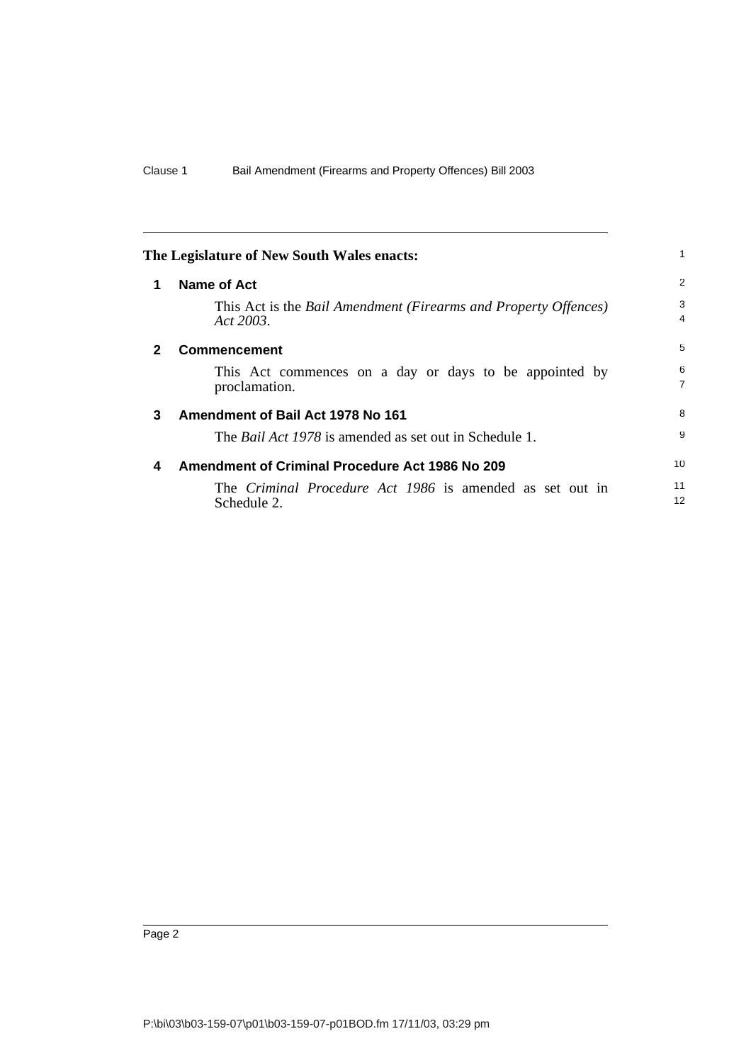**The Legislature of New South Wales enacts:**

## 1 Name of Act

This Act is the *Bail Amendment (Firearms and Property Offences) Act 2003*.

## 2 Commencement

This Act commences on a day or days to be appointed by proclamation.

## 3 Amendment of Bail Act 1978 No 161

The *Bail Act 1978* is amended as set out in Schedule 1.

## 4 Amendment of Criminal Procedure Act 1986 No 209

The *Criminal Procedure Act 1986* is amended as set out in Schedule 2.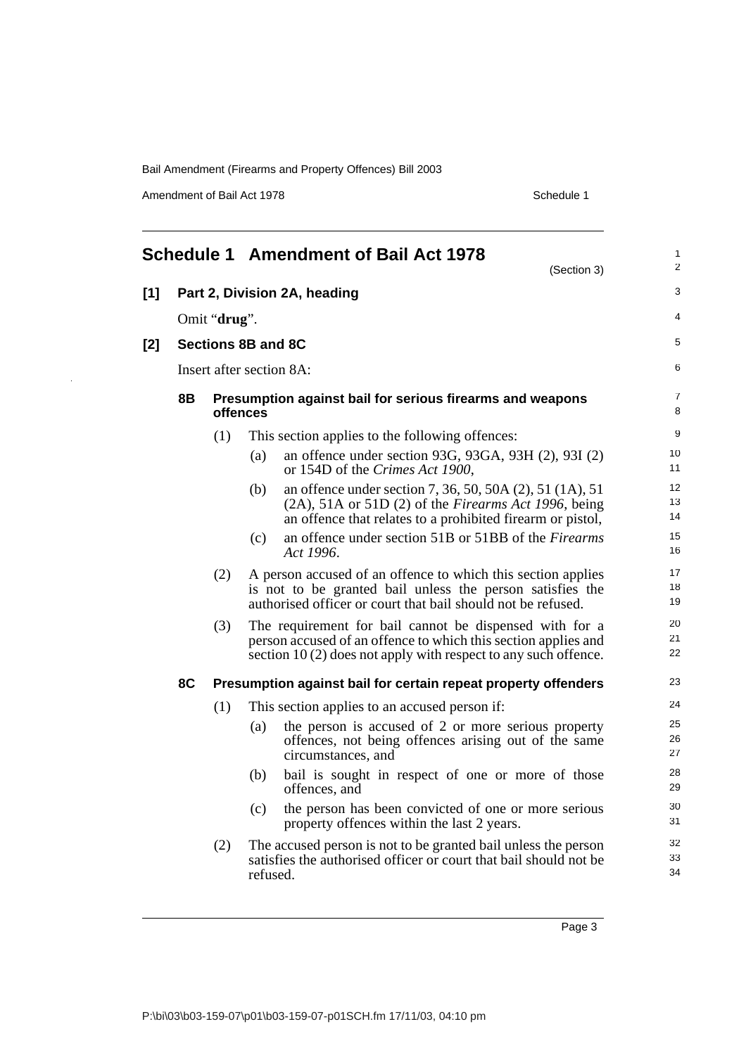# Schedule 1 Amendment of Bail Act 1978

(Section 3)

## [1] Part 2, Division 2A, heading

Omit "**drug**".

## [2] Sections 8B and 8C

Insert after section 8A:

### 8B Presumption against bail for serious firearms and weapons offences

(1) This section applies to the following offences:

(a) an offence under section 93G, 93GA, 93H (2), 93I (2) or 154D of the *Crimes Act 1900*,

(b) an offence under section 7, 36, 50, 50A (2), 51 (1A), 51 (2A), 51A or 51D (2) of the *Firearms Act 1996*, being an offence that relates to a prohibited firearm or pistol,

(c) an offence under section 51B or 51BB of the *Firearms Act 1996*.

(2) A person accused of an offence to which this section applies is not to be granted bail unless the person satisfies the authorised officer or court that bail should not be refused.

(3) The requirement for bail cannot be dispensed with for a person accused of an offence to which this section applies and section 10 (2) does not apply with respect to any such offence.

### 8C Presumption against bail for certain repeat property offenders

(1) This section applies to an accused person if:

(a) the person is accused of 2 or more serious property offences, not being offences arising out of the same circumstances, and

(b) bail is sought in respect of one or more of those offences, and

(c) the person has been convicted of one or more serious property offences within the last 2 years.

(2) The accused person is not to be granted bail unless the person satisfies the authorised officer or court that bail should not be refused.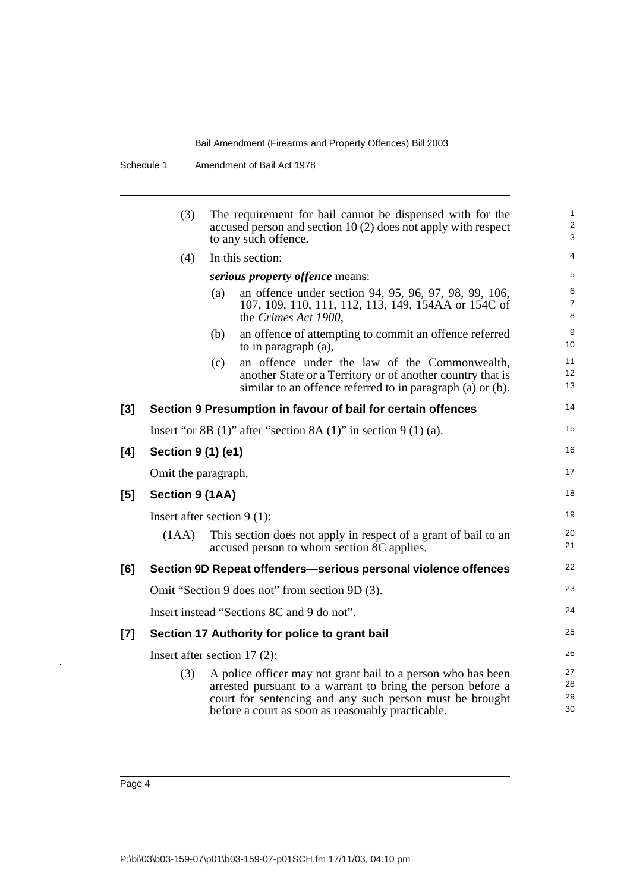(3) The requirement for bail cannot be dispensed with for the accused person and section 10 (2) does not apply with respect to any such offence.

(4) In this section:

***serious property offence*** means:

(a) an offence under section 94, 95, 96, 97, 98, 99, 106, 107, 109, 110, 111, 112, 113, 149, 154AA or 154C of the *Crimes Act 1900*,

(b) an offence of attempting to commit an offence referred to in paragraph (a),

(c) an offence under the law of the Commonwealth, another State or a Territory or of another country that is similar to an offence referred to in paragraph (a) or (b).

### [3] Section 9 Presumption in favour of bail for certain offences

Insert "or 8B (1)" after "section 8A (1)" in section 9 (1) (a).

### [4] Section 9 (1) (e1)

Omit the paragraph.

### [5] Section 9 (1AA)

Insert after section 9 (1):

(1AA) This section does not apply in respect of a grant of bail to an accused person to whom section 8C applies.

### [6] Section 9D Repeat offenders—serious personal violence offences

Omit "Section 9 does not" from section 9D (3).

Insert instead "Sections 8C and 9 do not".

### [7] Section 17 Authority for police to grant bail

Insert after section 17 (2):

(3) A police officer may not grant bail to a person who has been arrested pursuant to a warrant to bring the person before a court for sentencing and any such person must be brought before a court as soon as reasonably practicable.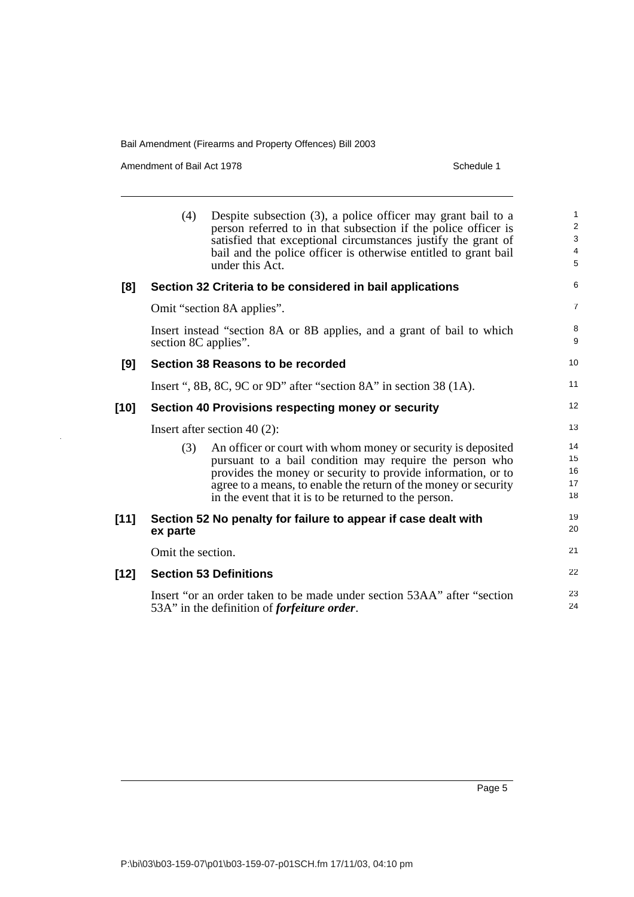(4) Despite subsection (3), a police officer may grant bail to a person referred to in that subsection if the police officer is satisfied that exceptional circumstances justify the grant of bail and the police officer is otherwise entitled to grant bail under this Act.

**[8] Section 32 Criteria to be considered in bail applications**

Omit "section 8A applies".

Insert instead "section 8A or 8B applies, and a grant of bail to which section 8C applies".

**[9] Section 38 Reasons to be recorded**

Insert ", 8B, 8C, 9C or 9D" after "section 8A" in section 38 (1A).

**[10] Section 40 Provisions respecting money or security**

Insert after section 40 (2):

(3) An officer or court with whom money or security is deposited pursuant to a bail condition may require the person who provides the money or security to provide information, or to agree to a means, to enable the return of the money or security in the event that it is to be returned to the person.

**[11] Section 52 No penalty for failure to appear if case dealt with ex parte**

Omit the section.

**[12] Section 53 Definitions**

Insert "or an order taken to be made under section 53AA" after "section 53A" in the definition of ***forfeiture order***.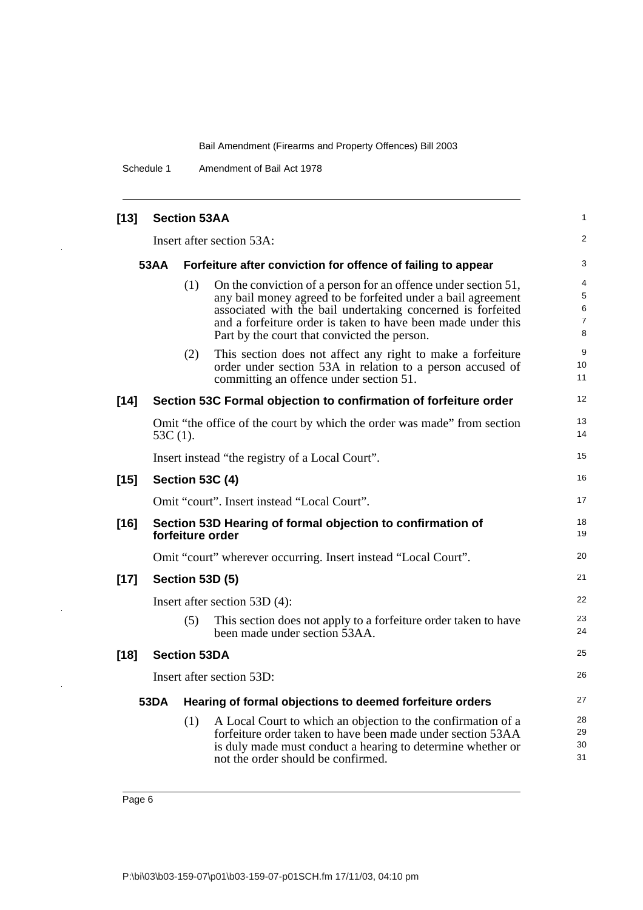**[13] Section 53AA**

Insert after section 53A:

**53AA Forfeiture after conviction for offence of failing to appear**

(1) On the conviction of a person for an offence under section 51, any bail money agreed to be forfeited under a bail agreement associated with the bail undertaking concerned is forfeited and a forfeiture order is taken to have been made under this Part by the court that convicted the person.

(2) This section does not affect any right to make a forfeiture order under section 53A in relation to a person accused of committing an offence under section 51.

**[14] Section 53C Formal objection to confirmation of forfeiture order**

Omit "the office of the court by which the order was made" from section 53C (1).

Insert instead "the registry of a Local Court".

**[15] Section 53C (4)**

Omit "court". Insert instead "Local Court".

**[16] Section 53D Hearing of formal objection to confirmation of forfeiture order**

Omit "court" wherever occurring. Insert instead "Local Court".

**[17] Section 53D (5)**

Insert after section 53D (4):

(5) This section does not apply to a forfeiture order taken to have been made under section 53AA.

**[18] Section 53DA**

Insert after section 53D:

**53DA Hearing of formal objections to deemed forfeiture orders**

(1) A Local Court to which an objection to the confirmation of a forfeiture order taken to have been made under section 53AA is duly made must conduct a hearing to determine whether or not the order should be confirmed.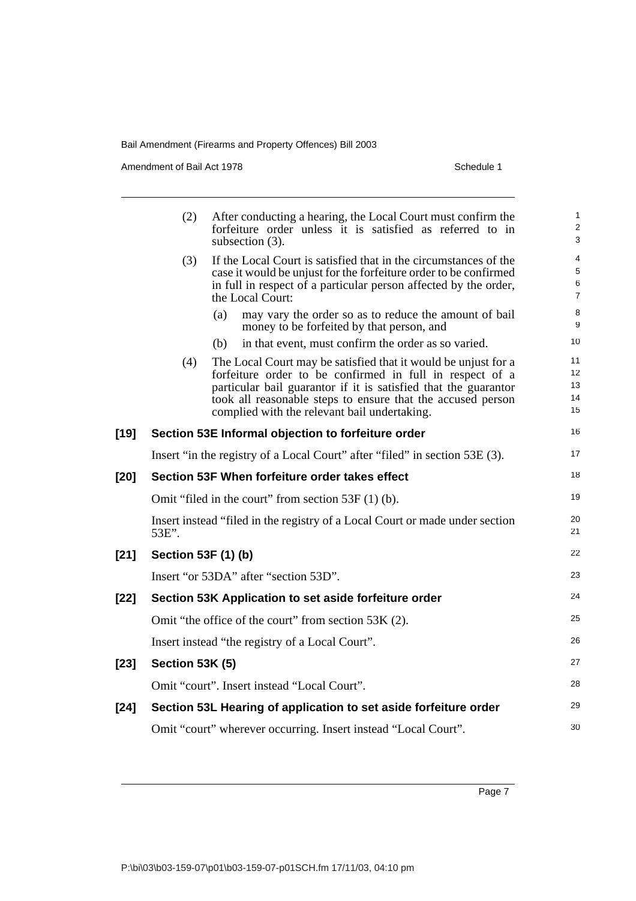(2) After conducting a hearing, the Local Court must confirm the forfeiture order unless it is satisfied as referred to in subsection (3).

(3) If the Local Court is satisfied that in the circumstances of the case it would be unjust for the forfeiture order to be confirmed in full in respect of a particular person affected by the order, the Local Court:

(a) may vary the order so as to reduce the amount of bail money to be forfeited by that person, and

(b) in that event, must confirm the order as so varied.

(4) The Local Court may be satisfied that it would be unjust for a forfeiture order to be confirmed in full in respect of a particular bail guarantor if it is satisfied that the guarantor took all reasonable steps to ensure that the accused person complied with the relevant bail undertaking.

**[19] Section 53E Informal objection to forfeiture order**

Insert "in the registry of a Local Court" after "filed" in section 53E (3).

**[20] Section 53F When forfeiture order takes effect**

Omit "filed in the court" from section 53F (1) (b).

Insert instead "filed in the registry of a Local Court or made under section 53E".

**[21] Section 53F (1) (b)**

Insert "or 53DA" after "section 53D".

**[22] Section 53K Application to set aside forfeiture order**

Omit "the office of the court" from section 53K (2).

Insert instead "the registry of a Local Court".

**[23] Section 53K (5)**

Omit "court". Insert instead "Local Court".

**[24] Section 53L Hearing of application to set aside forfeiture order**

Omit "court" wherever occurring. Insert instead "Local Court".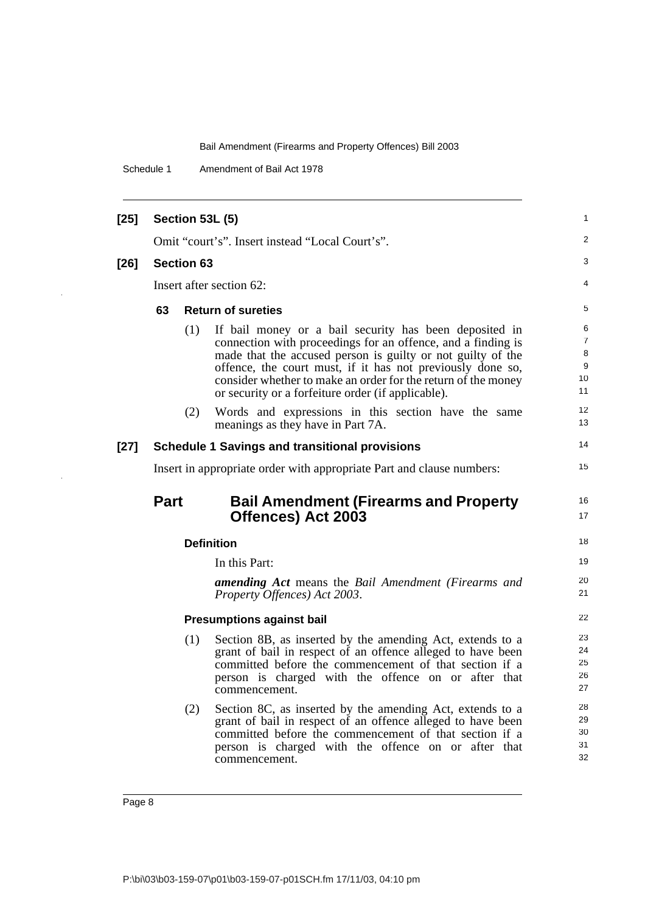**[25] Section 53L (5)**

Omit "court's". Insert instead "Local Court's".

**[26] Section 63**

Insert after section 62:

**63 Return of sureties**

(1) If bail money or a bail security has been deposited in connection with proceedings for an offence, and a finding is made that the accused person is guilty or not guilty of the offence, the court must, if it has not previously done so, consider whether to make an order for the return of the money or security or a forfeiture order (if applicable).

(2) Words and expressions in this section have the same meanings as they have in Part 7A.

**[27] Schedule 1 Savings and transitional provisions**

Insert in appropriate order with appropriate Part and clause numbers:

## Part Bail Amendment (Firearms and Property Offences) Act 2003

**Definition**

In this Part:

***amending Act*** means the *Bail Amendment (Firearms and Property Offences) Act 2003*.

**Presumptions against bail**

(1) Section 8B, as inserted by the amending Act, extends to a grant of bail in respect of an offence alleged to have been committed before the commencement of that section if a person is charged with the offence on or after that commencement.

(2) Section 8C, as inserted by the amending Act, extends to a grant of bail in respect of an offence alleged to have been committed before the commencement of that section if a person is charged with the offence on or after that commencement.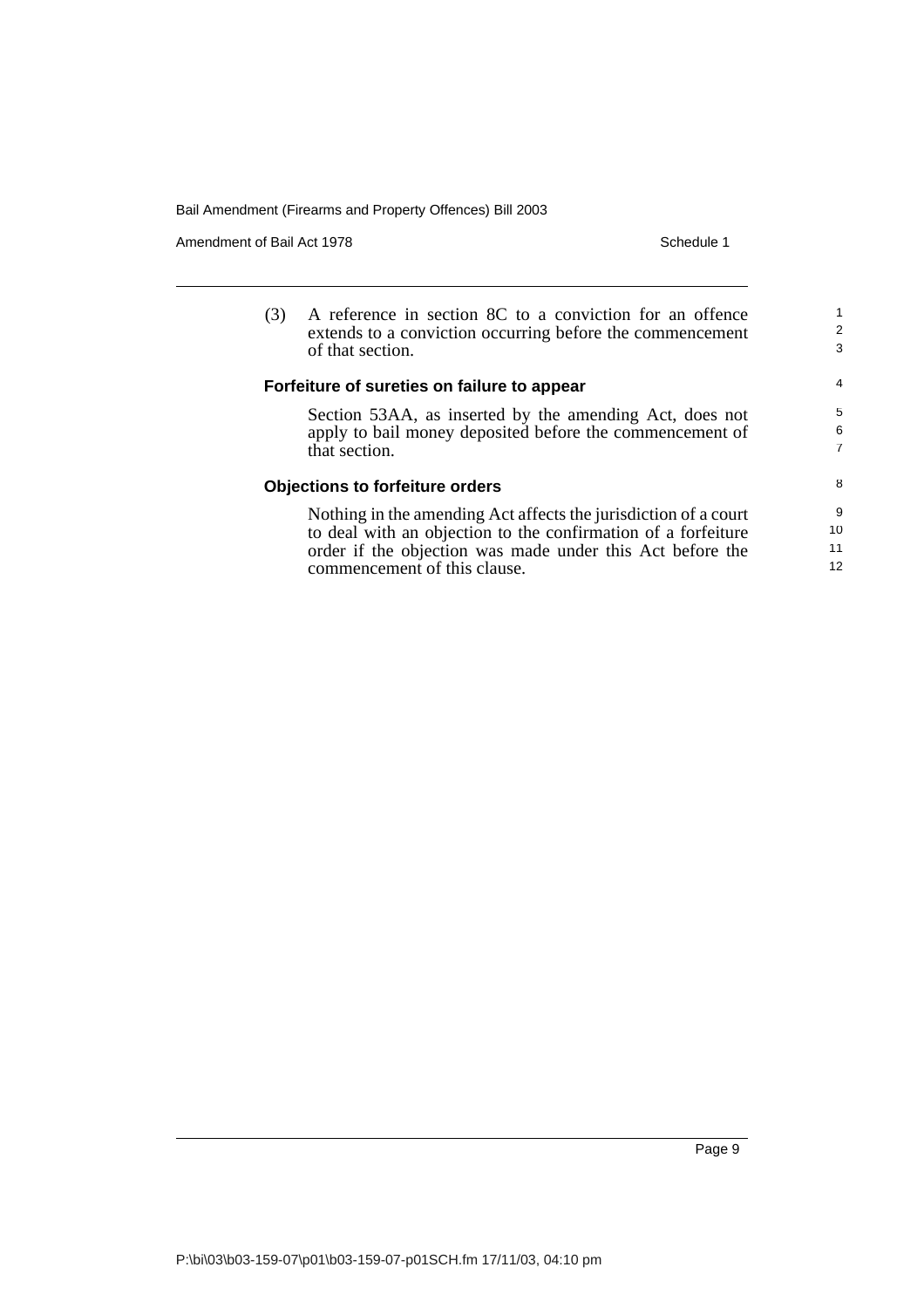(3) A reference in section 8C to a conviction for an offence extends to a conviction occurring before the commencement of that section.

**Forfeiture of sureties on failure to appear**

Section 53AA, as inserted by the amending Act, does not apply to bail money deposited before the commencement of that section.

**Objections to forfeiture orders**

Nothing in the amending Act affects the jurisdiction of a court to deal with an objection to the confirmation of a forfeiture order if the objection was made under this Act before the commencement of this clause.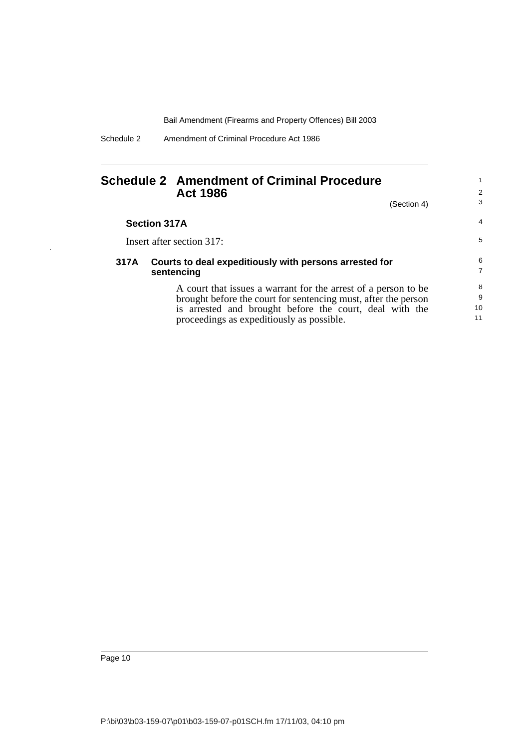# Schedule 2 Amendment of Criminal Procedure Act 1986

(Section 4)

### Section 317A

Insert after section 317:

#### 317A Courts to deal expeditiously with persons arrested for sentencing

A court that issues a warrant for the arrest of a person to be brought before the court for sentencing must, after the person is arrested and brought before the court, deal with the proceedings as expeditiously as possible.